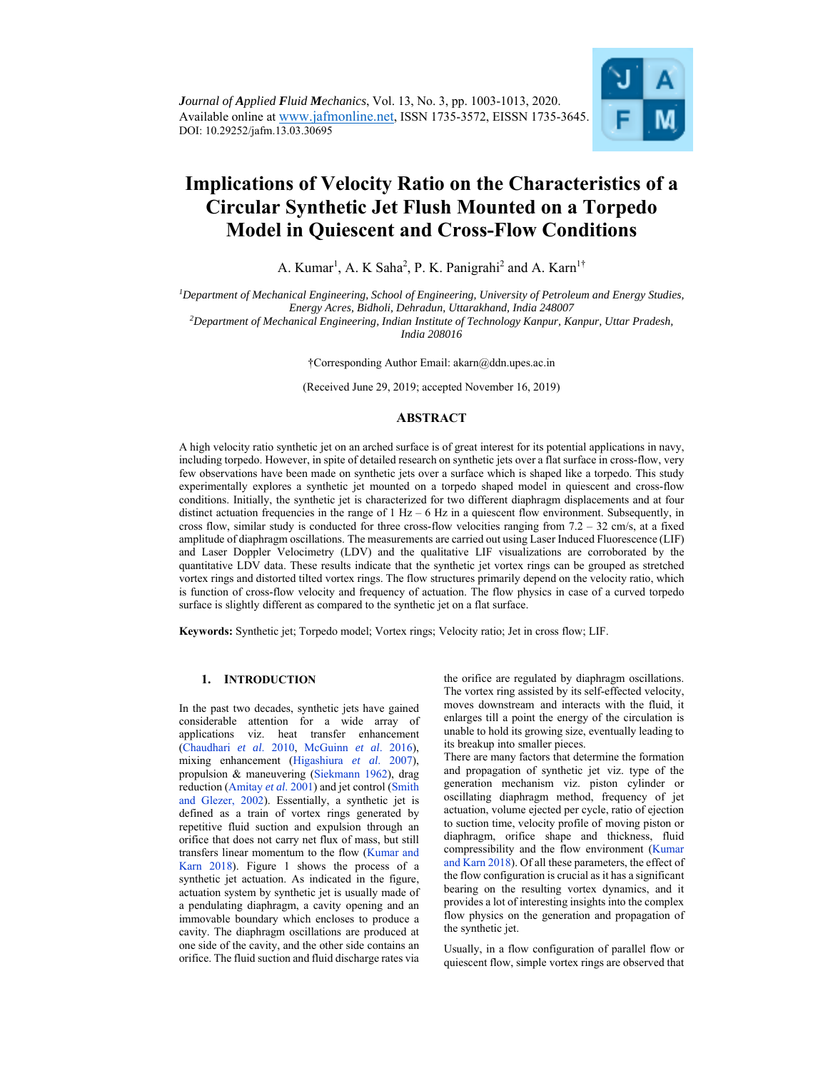# Implications of Velocity Ratio on the Characteristics of a Circular Synthetic Jet Flush Mounted on a Torpedo Model in Quiescent and Cross-Flow Conditions

A. Kumar[1], A. K Saha[2], P. K. Panigrahi[2] and A. Karn[1†]

[1]*Department of Mechanical Engineering, School of Engineering, University of Petroleum and Energy Studies, Energy Acres, Bidholi, Dehradun, Uttarakhand, India 248007*

[2]*Department of Mechanical Engineering, Indian Institute of Technology Kanpur, Kanpur, Uttar Pradesh, India 208016*

†Corresponding Author Email: akarn@ddn.upes.ac.in

(Received June 29, 2019; accepted November 16, 2019)

## ABSTRACT

A high velocity ratio synthetic jet on an arched surface is of great interest for its potential applications in navy, including torpedo. However, in spite of detailed research on synthetic jets over a flat surface in cross-flow, very few observations have been made on synthetic jets over a surface which is shaped like a torpedo. This study experimentally explores a synthetic jet mounted on a torpedo shaped model in quiescent and cross-flow conditions. Initially, the synthetic jet is characterized for two different diaphragm displacements and at four distinct actuation frequencies in the range of 1 Hz – 6 Hz in a quiescent flow environment. Subsequently, in cross flow, similar study is conducted for three cross-flow velocities ranging from 7.2 – 32 cm/s, at a fixed amplitude of diaphragm oscillations. The measurements are carried out using Laser Induced Fluorescence (LIF) and Laser Doppler Velocimetry (LDV) and the qualitative LIF visualizations are corroborated by the quantitative LDV data. These results indicate that the synthetic jet vortex rings can be grouped as stretched vortex rings and distorted tilted vortex rings. The flow structures primarily depend on the velocity ratio, which is function of cross-flow velocity and frequency of actuation. The flow physics in case of a curved torpedo surface is slightly different as compared to the synthetic jet on a flat surface.

**Keywords:** Synthetic jet; Torpedo model; Vortex rings; Velocity ratio; Jet in cross flow; LIF.

## 1. INTRODUCTION

In the past two decades, synthetic jets have gained considerable attention for a wide array of applications viz. heat transfer enhancement (Chaudhari *et al.* 2010, McGuinn *et al.* 2016), mixing enhancement (Higashiura *et al.* 2007), propulsion & maneuvering (Siekmann 1962), drag reduction (Amitay *et al.* 2001) and jet control (Smith and Glezer, 2002). Essentially, a synthetic jet is defined as a train of vortex rings generated by repetitive fluid suction and expulsion through an orifice that does not carry net flux of mass, but still transfers linear momentum to the flow (Kumar and Karn 2018). Figure 1 shows the process of a synthetic jet actuation. As indicated in the figure, actuation system by synthetic jet is usually made of a pendulating diaphragm, a cavity opening and an immovable boundary which encloses to produce a cavity. The diaphragm oscillations are produced at one side of the cavity, and the other side contains an orifice. The fluid suction and fluid discharge rates via the orifice are regulated by diaphragm oscillations. The vortex ring assisted by its self-effected velocity, moves downstream and interacts with the fluid, it enlarges till a point the energy of the circulation is unable to hold its growing size, eventually leading to its breakup into smaller pieces.

There are many factors that determine the formation and propagation of synthetic jet viz. type of the generation mechanism viz. piston cylinder or oscillating diaphragm method, frequency of jet actuation, volume ejected per cycle, ratio of ejection to suction time, velocity profile of moving piston or diaphragm, orifice shape and thickness, fluid compressibility and the flow environment (Kumar and Karn 2018). Of all these parameters, the effect of the flow configuration is crucial as it has a significant bearing on the resulting vortex dynamics, and it provides a lot of interesting insights into the complex flow physics on the generation and propagation of the synthetic jet.

Usually, in a flow configuration of parallel flow or quiescent flow, simple vortex rings are observed that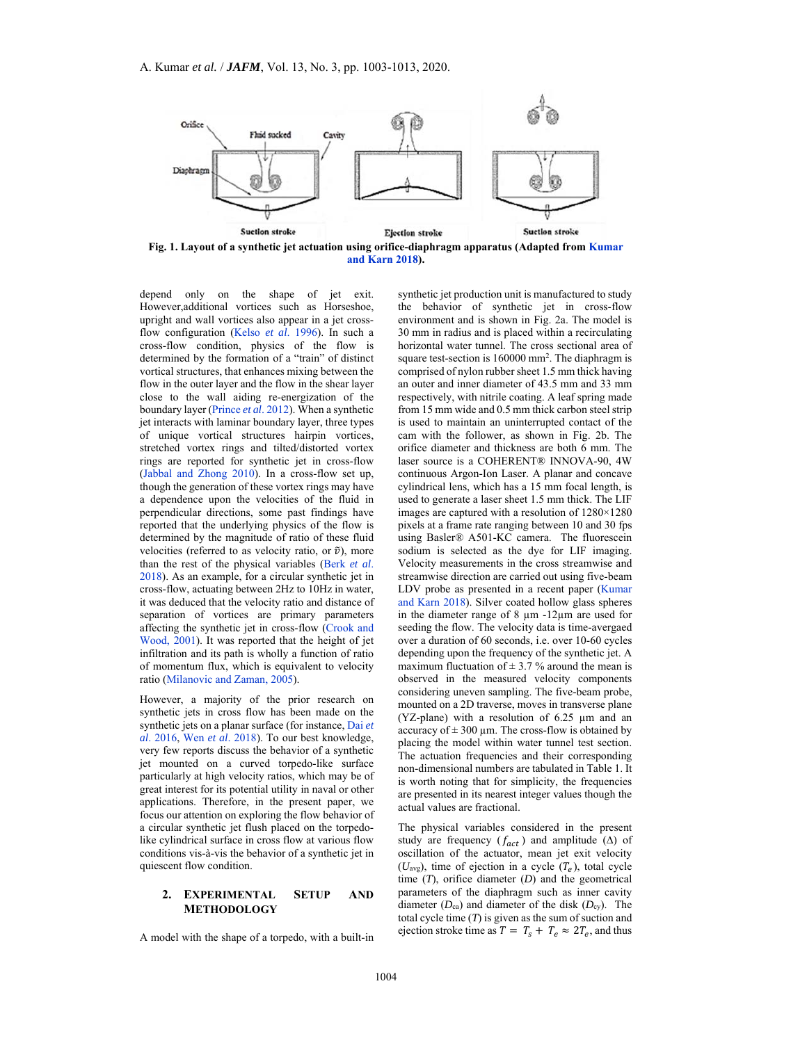Fig. 1. Layout of a synthetic jet actuation using orifice-diaphragm apparatus (Adapted from Kumar and Karn 2018).

depend only on the shape of jet exit. However,additional vortices such as Horseshoe, upright and wall vortices also appear in a jet cross-flow configuration (Kelso *et al.* 1996). In such a cross-flow condition, physics of the flow is determined by the formation of a "train" of distinct vortical structures, that enhances mixing between the flow in the outer layer and the flow in the shear layer close to the wall aiding re-energization of the boundary layer (Prince *et al.* 2012). When a synthetic jet interacts with laminar boundary layer, three types of unique vortical structures hairpin vortices, stretched vortex rings and tilted/distorted vortex rings are reported for synthetic jet in cross-flow (Jabbal and Zhong 2010). In a cross-flow set up, though the generation of these vortex rings may have a dependence upon the velocities of the fluid in perpendicular directions, some past findings have reported that the underlying physics of the flow is determined by the magnitude of ratio of these fluid velocities (referred to as velocity ratio, or $\tilde{v}$), more than the rest of the physical variables (Berk *et al.* 2018). As an example, for a circular synthetic jet in cross-flow, actuating between 2Hz to 10Hz in water, it was deduced that the velocity ratio and distance of separation of vortices are primary parameters affecting the synthetic jet in cross-flow (Crook and Wood, 2001). It was reported that the height of jet infiltration and its path is wholly a function of ratio of momentum flux, which is equivalent to velocity ratio (Milanovic and Zaman, 2005).

However, a majority of the prior research on synthetic jets in cross flow has been made on the synthetic jets on a planar surface (for instance, Dai *et al.* 2016, Wen *et al.* 2018). To our best knowledge, very few reports discuss the behavior of a synthetic jet mounted on a curved torpedo-like surface particularly at high velocity ratios, which may be of great interest for its potential utility in naval or other applications. Therefore, in the present paper, we focus our attention on exploring the flow behavior of a circular synthetic jet flush placed on the torpedo-like cylindrical surface in cross flow at various flow conditions vis-à-vis the behavior of a synthetic jet in quiescent flow condition.

## 2. EXPERIMENTAL SETUP AND METHODOLOGY

A model with the shape of a torpedo, with a built-in synthetic jet production unit is manufactured to study the behavior of synthetic jet in cross-flow environment and is shown in Fig. 2a. The model is 30 mm in radius and is placed within a recirculating horizontal water tunnel. The cross sectional area of square test-section is 160000 mm$^2$. The diaphragm is comprised of nylon rubber sheet 1.5 mm thick having an outer and inner diameter of 43.5 mm and 33 mm respectively, with nitrile coating. A leaf spring made from 15 mm wide and 0.5 mm thick carbon steel strip is used to maintain an uninterrupted contact of the cam with the follower, as shown in Fig. 2b. The orifice diameter and thickness are both 6 mm. The laser source is a COHERENT® INNOVA-90, 4W continuous Argon-Ion Laser. A planar and concave cylindrical lens, which has a 15 mm focal length, is used to generate a laser sheet 1.5 mm thick. The LIF images are captured with a resolution of 1280×1280 pixels at a frame rate ranging between 10 and 30 fps using Basler® A501-KC camera. The fluorescein sodium is selected as the dye for LIF imaging. Velocity measurements in the cross streamwise and streamwise direction are carried out using five-beam LDV probe as presented in a recent paper (Kumar and Karn 2018). Silver coated hollow glass spheres in the diameter range of 8 µm -12µm are used for seeding the flow. The velocity data is time-avergaed over a duration of 60 seconds, i.e. over 10-60 cycles depending upon the frequency of the synthetic jet. A maximum fluctuation of ± 3.7 % around the mean is observed in the measured velocity components considering uneven sampling. The five-beam probe, mounted on a 2D traverse, moves in transverse plane (YZ-plane) with a resolution of 6.25 µm and an accuracy of ± 300 µm. The cross-flow is obtained by placing the model within water tunnel test section. The actuation frequencies and their corresponding non-dimensional numbers are tabulated in Table 1. It is worth noting that for simplicity, the frequencies are presented in its nearest integer values though the actual values are fractional.

The physical variables considered in the present study are frequency ($f_{act}$) and amplitude ($\Delta$) of oscillation of the actuator, mean jet exit velocity ($U_{avg}$), time of ejection in a cycle ($T_e$), total cycle time ($T$), orifice diameter ($D$) and the geometrical parameters of the diaphragm such as inner cavity diameter ($D_{ca}$) and diameter of the disk ($D_{cy}$). The total cycle time ($T$) is given as the sum of suction and ejection stroke time as $T = T_s + T_e \approx 2T_e$, and thus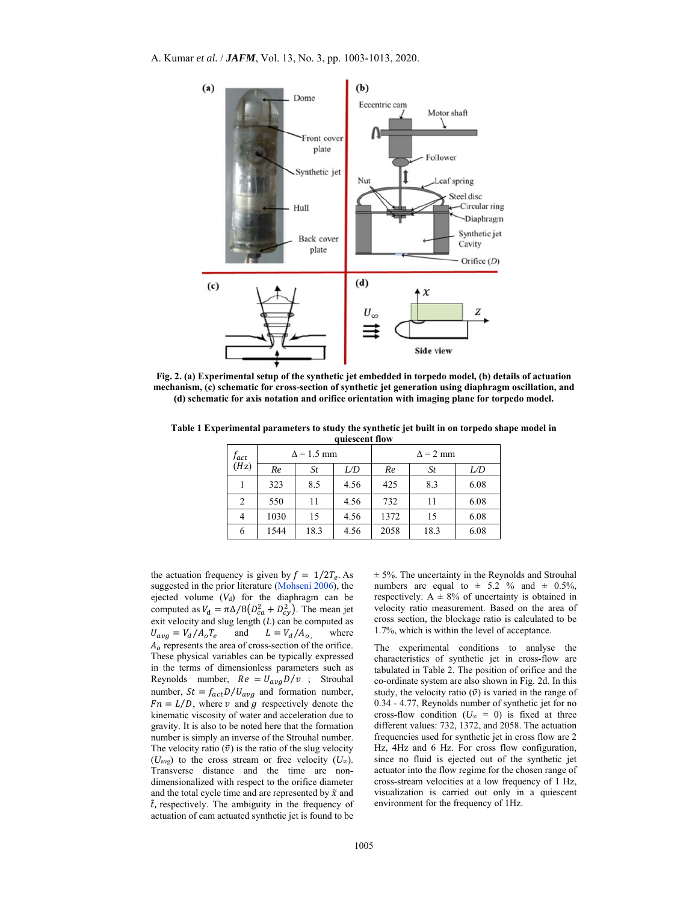Fig. 2. (a) Experimental setup of the synthetic jet embedded in torpedo model, (b) details of actuation mechanism, (c) schematic for cross-section of synthetic jet generation using diaphragm oscillation, and (d) schematic for axis notation and orifice orientation with imaging plane for torpedo model.

**Table 1 Experimental parameters to study the synthetic jet built in on torpedo shape model in quiescent flow**

| $f_{act}$ $(Hz)$ | $\Delta$ = 1.5 mm | | | $\Delta$ = 2 mm | | |
|---|---|---|---|---|---|---|
| | *Re* | *St* | *L/D* | *Re* | *St* | *L/D* |
| 1 | 323 | 8.5 | 4.56 | 425 | 8.3 | 6.08 |
| 2 | 550 | 11 | 4.56 | 732 | 11 | 6.08 |
| 4 | 1030 | 15 | 4.56 | 1372 | 15 | 6.08 |
| 6 | 1544 | 18.3 | 4.56 | 2058 | 18.3 | 6.08 |

the actuation frequency is given by $f = 1/2T_e$. As suggested in the prior literature (Mohseni 2006), the ejected volume ($V_d$) for the diaphragm can be computed as $V_d = \pi\Delta/8\left(D_{ca}^2 + D_{cy}^2\right)$. The mean jet exit velocity and slug length ($L$) can be computed as $U_{avg} = V_d/A_oT_e$ and $L = V_d/A_o$, where $A_o$ represents the area of cross-section of the orifice. These physical variables can be typically expressed in the terms of dimensionless parameters such as Reynolds number, $Re = U_{avg}D/v$ ; Strouhal number, $St = f_{act}D/U_{avg}$ and formation number, $Fn = L/D$, where $v$ and $g$ respectively denote the kinematic viscosity of water and acceleration due to gravity. It is also to be noted here that the formation number is simply an inverse of the Strouhal number. The velocity ratio ($\tilde{v}$) is the ratio of the slug velocity ($U_{avg}$) to the cross stream or free velocity ($U_\infty$). Transverse distance and the time are non-dimensionalized with respect to the orifice diameter and the total cycle time and are represented by $\tilde{x}$ and $\tilde{t}$, respectively. The ambiguity in the frequency of actuation of cam actuated synthetic jet is found to be ± 5%. The uncertainty in the Reynolds and Strouhal numbers are equal to ± 5.2 % and ± 0.5%, respectively. A ± 8% of uncertainty is obtained in velocity ratio measurement. Based on the area of cross section, the blockage ratio is calculated to be 1.7%, which is within the level of acceptance.

The experimental conditions to analyse the characteristics of synthetic jet in cross-flow are tabulated in Table 2. The position of orifice and the co-ordinate system are also shown in Fig. 2d. In this study, the velocity ratio ($\tilde{v}$) is varied in the range of 0.34 - 4.77, Reynolds number of synthetic jet for no cross-flow condition ($U_\infty$ = 0) is fixed at three different values: 732, 1372, and 2058. The actuation frequencies used for synthetic jet in cross flow are 2 Hz, 4Hz and 6 Hz. For cross flow configuration, since no fluid is ejected out of the synthetic jet actuator into the flow regime for the chosen range of cross-stream velocities at a low frequency of 1 Hz, visualization is carried out only in a quiescent environment for the frequency of 1Hz.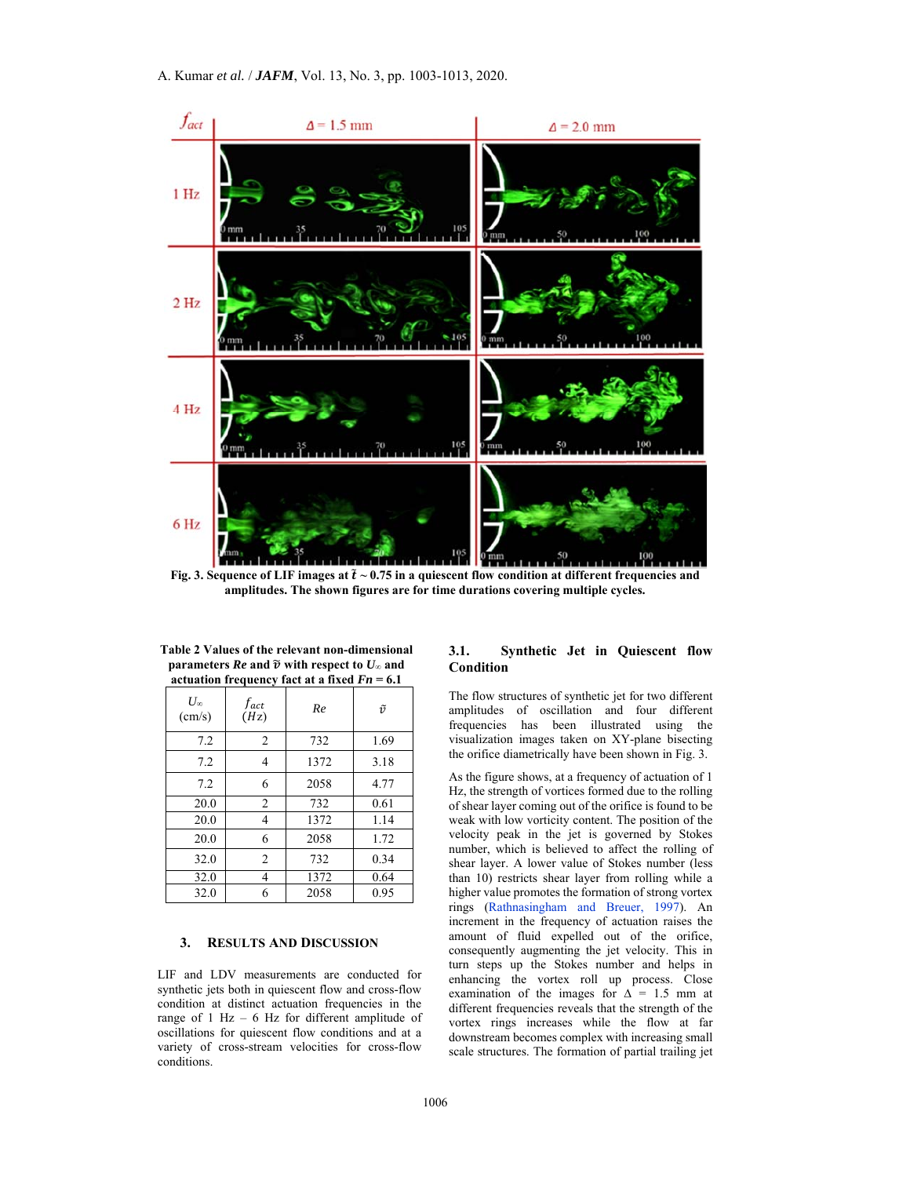Fig. 3. Sequence of LIF images at $\tilde{t} \sim 0.75$ in a quiescent flow condition at different frequencies and amplitudes. The shown figures are for time durations covering multiple cycles.

**Table 2 Values of the relevant non-dimensional parameters *Re* and $\tilde{v}$ with respect to $U_\infty$ and actuation frequency fact at a fixed *Fn* = 6.1**

| $U_\infty$ (cm/s) | $f_{act}$ $(Hz)$ | *Re* | $\tilde{v}$ |
|---|---|---|---|
| 7.2 | 2 | 732 | 1.69 |
| 7.2 | 4 | 1372 | 3.18 |
| 7.2 | 6 | 2058 | 4.77 |
| 20.0 | 2 | 732 | 0.61 |
| 20.0 | 4 | 1372 | 1.14 |
| 20.0 | 6 | 2058 | 1.72 |
| 32.0 | 2 | 732 | 0.34 |
| 32.0 | 4 | 1372 | 0.64 |
| 32.0 | 6 | 2058 | 0.95 |

## 3. Results and Discussion

LIF and LDV measurements are conducted for synthetic jets both in quiescent flow and cross-flow condition at distinct actuation frequencies in the range of 1 Hz – 6 Hz for different amplitude of oscillations for quiescent flow conditions and at a variety of cross-stream velocities for cross-flow conditions.

### 3.1. Synthetic Jet in Quiescent flow Condition

The flow structures of synthetic jet for two different amplitudes of oscillation and four different frequencies has been illustrated using the visualization images taken on XY-plane bisecting the orifice diametrically have been shown in Fig. 3.

As the figure shows, at a frequency of actuation of 1 Hz, the strength of vortices formed due to the rolling of shear layer coming out of the orifice is found to be weak with low vorticity content. The position of the velocity peak in the jet is governed by Stokes number, which is believed to affect the rolling of shear layer. A lower value of Stokes number (less than 10) restricts shear layer from rolling while a higher value promotes the formation of strong vortex rings (Rathnasingham and Breuer, 1997). An increment in the frequency of actuation raises the amount of fluid expelled out of the orifice, consequently augmenting the jet velocity. This in turn steps up the Stokes number and helps in enhancing the vortex roll up process. Close examination of the images for Δ = 1.5 mm at different frequencies reveals that the strength of the vortex rings increases while the flow at far downstream becomes complex with increasing small scale structures. The formation of partial trailing jet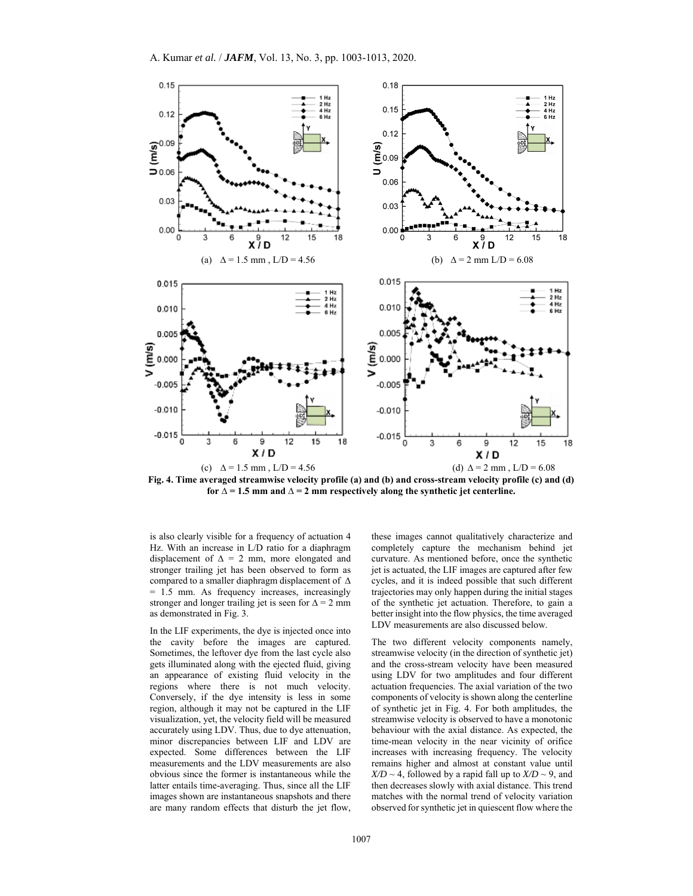0.15
0.12
0.09
0.06
0.03
0.00
U (m/s)
0 3 6 9 12 15 18
X / D
1 Hz
2 Hz
4 Hz
6 Hz

(a) Δ = 1.5 mm , L/D = 4.56

0.18
0.15
0.12
0.09
0.06
0.03
0.00
U (m/s)
0 3 6 9 12 15 18
X / D
1 Hz
2 Hz
4 Hz
6 Hz

(b) Δ = 2 mm L/D = 6.08

0.015
0.010
0.005
0.000
-0.005
-0.010
-0.015
V (m/s)
0 3 6 9 12 15 18
X / D
1 Hz
2 Hz
4 Hz
6 Hz

(c) Δ = 1.5 mm , L/D = 4.56

0.015
0.010
0.005
0.000
-0.005
-0.010
-0.015
V (m/s)
0 3 6 9 12 15 18
X / D
1 Hz
2 Hz
4 Hz
6 Hz

(d) Δ = 2 mm , L/D = 6.08

**Fig. 4. Time averaged streamwise velocity profile (a) and (b) and cross-stream velocity profile (c) and (d) for Δ = 1.5 mm and Δ = 2 mm respectively along the synthetic jet centerline.**

is also clearly visible for a frequency of actuation 4 Hz. With an increase in L/D ratio for a diaphragm displacement of Δ = 2 mm, more elongated and stronger trailing jet has been observed to form as compared to a smaller diaphragm displacement of Δ = 1.5 mm. As frequency increases, increasingly stronger and longer trailing jet is seen for Δ = 2 mm as demonstrated in Fig. 3.

In the LIF experiments, the dye is injected once into the cavity before the images are captured. Sometimes, the leftover dye from the last cycle also gets illuminated along with the ejected fluid, giving an appearance of existing fluid velocity in the regions where there is not much velocity. Conversely, if the dye intensity is less in some region, although it may not be captured in the LIF visualization, yet, the velocity field will be measured accurately using LDV. Thus, due to dye attenuation, minor discrepancies between LIF and LDV are expected. Some differences between the LIF measurements and the LDV measurements are also obvious since the former is instantaneous while the latter entails time-averaging. Thus, since all the LIF images shown are instantaneous snapshots and there are many random effects that disturb the jet flow, these images cannot qualitatively characterize and completely capture the mechanism behind jet curvature. As mentioned before, once the synthetic jet is actuated, the LIF images are captured after few cycles, and it is indeed possible that such different trajectories may only happen during the initial stages of the synthetic jet actuation. Therefore, to gain a better insight into the flow physics, the time averaged LDV measurements are also discussed below.

The two different velocity components namely, streamwise velocity (in the direction of synthetic jet) and the cross-stream velocity have been measured using LDV for two amplitudes and four different actuation frequencies. The axial variation of the two components of velocity is shown along the centerline of synthetic jet in Fig. 4. For both amplitudes, the streamwise velocity is observed to have a monotonic behaviour with the axial distance. As expected, the time-mean velocity in the near vicinity of orifice increases with increasing frequency. The velocity remains higher and almost at constant value until $X/D \sim 4$, followed by a rapid fall up to $X/D \sim 9$, and then decreases slowly with axial distance. This trend matches with the normal trend of velocity variation observed for synthetic jet in quiescent flow where the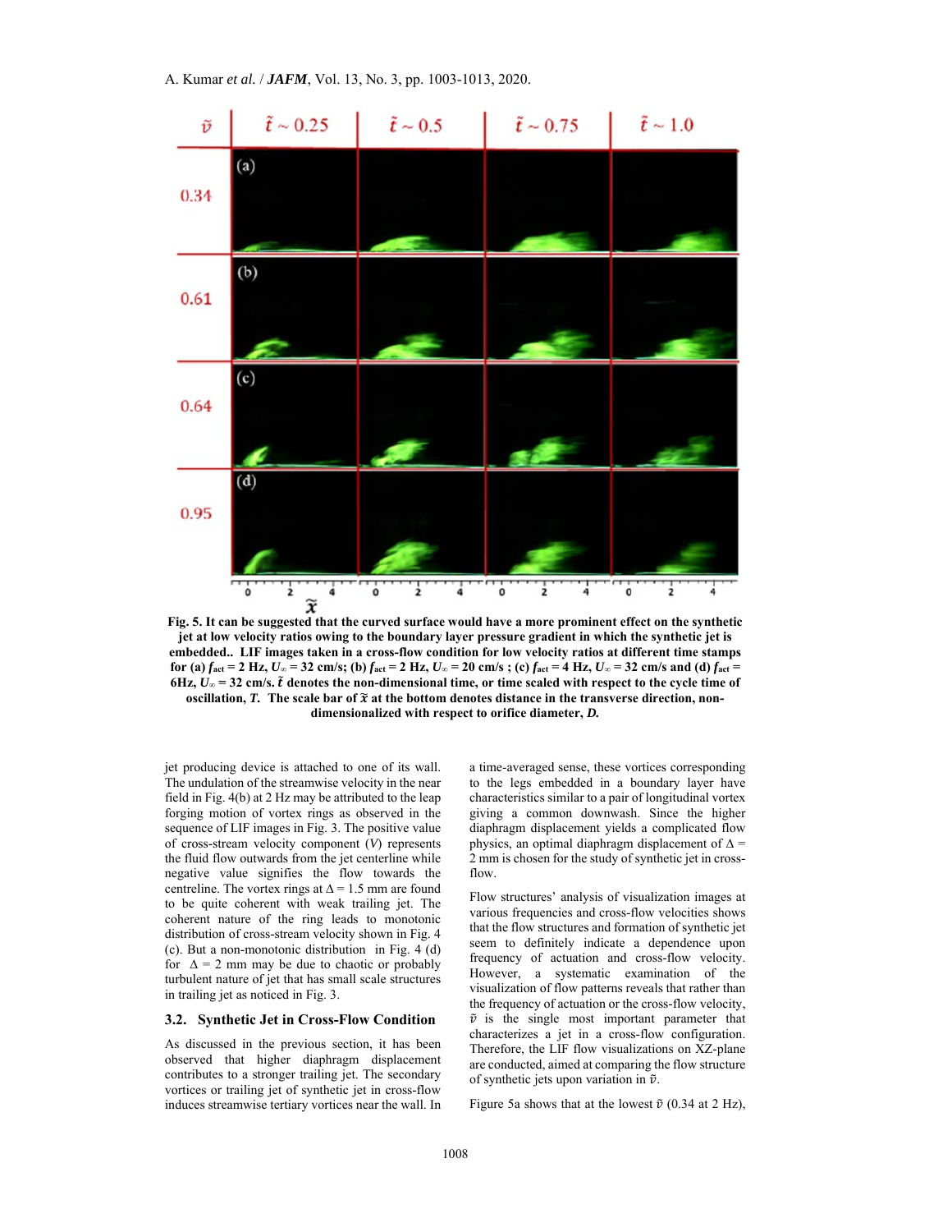**Fig. 5. It can be suggested that the curved surface would have a more prominent effect on the synthetic jet at low velocity ratios owing to the boundary layer pressure gradient in which the synthetic jet is embedded.. LIF images taken in a cross-flow condition for low velocity ratios at different time stamps for (a) $f_{act}$ = 2 Hz, $U_\infty$ = 32 cm/s; (b) $f_{act}$ = 2 Hz, $U_\infty$ = 20 cm/s ; (c) $f_{act}$ = 4 Hz, $U_\infty$ = 32 cm/s and (d) $f_{act}$ = 6Hz, $U_\infty$ = 32 cm/s. $\tilde{t}$ denotes the non-dimensional time, or time scaled with respect to the cycle time of oscillation, *T*. The scale bar of $\tilde{x}$ at the bottom denotes distance in the transverse direction, non-dimensionalized with respect to orifice diameter, *D*.**

jet producing device is attached to one of its wall. The undulation of the streamwise velocity in the near field in Fig. 4(b) at 2 Hz may be attributed to the leap forging motion of vortex rings as observed in the sequence of LIF images in Fig. 3. The positive value of cross-stream velocity component ($V$) represents the fluid flow outwards from the jet centerline while negative value signifies the flow towards the centreline. The vortex rings at $\Delta$ = 1.5 mm are found to be quite coherent with weak trailing jet. The coherent nature of the ring leads to monotonic distribution of cross-stream velocity shown in Fig. 4 (c). But a non-monotonic distribution in Fig. 4 (d) for $\Delta$ = 2 mm may be due to chaotic or probably turbulent nature of jet that has small scale structures in trailing jet as noticed in Fig. 3.

## 3.2. Synthetic Jet in Cross-Flow Condition

As discussed in the previous section, it has been observed that higher diaphragm displacement contributes to a stronger trailing jet. The secondary vortices or trailing jet of synthetic jet in cross-flow induces streamwise tertiary vortices near the wall. In a time-averaged sense, these vortices corresponding to the legs embedded in a boundary layer have characteristics similar to a pair of longitudinal vortex giving a common downwash. Since the higher diaphragm displacement yields a complicated flow physics, an optimal diaphragm displacement of $\Delta$ = 2 mm is chosen for the study of synthetic jet in cross-flow.

Flow structures' analysis of visualization images at various frequencies and cross-flow velocities shows that the flow structures and formation of synthetic jet seem to definitely indicate a dependence upon frequency of actuation and cross-flow velocity. However, a systematic examination of the visualization of flow patterns reveals that rather than the frequency of actuation or the cross-flow velocity, $\tilde{v}$ is the single most important parameter that characterizes a jet in a cross-flow configuration. Therefore, the LIF flow visualizations on XZ-plane are conducted, aimed at comparing the flow structure of synthetic jets upon variation in $\tilde{v}$.

Figure 5a shows that at the lowest $\tilde{v}$ (0.34 at 2 Hz),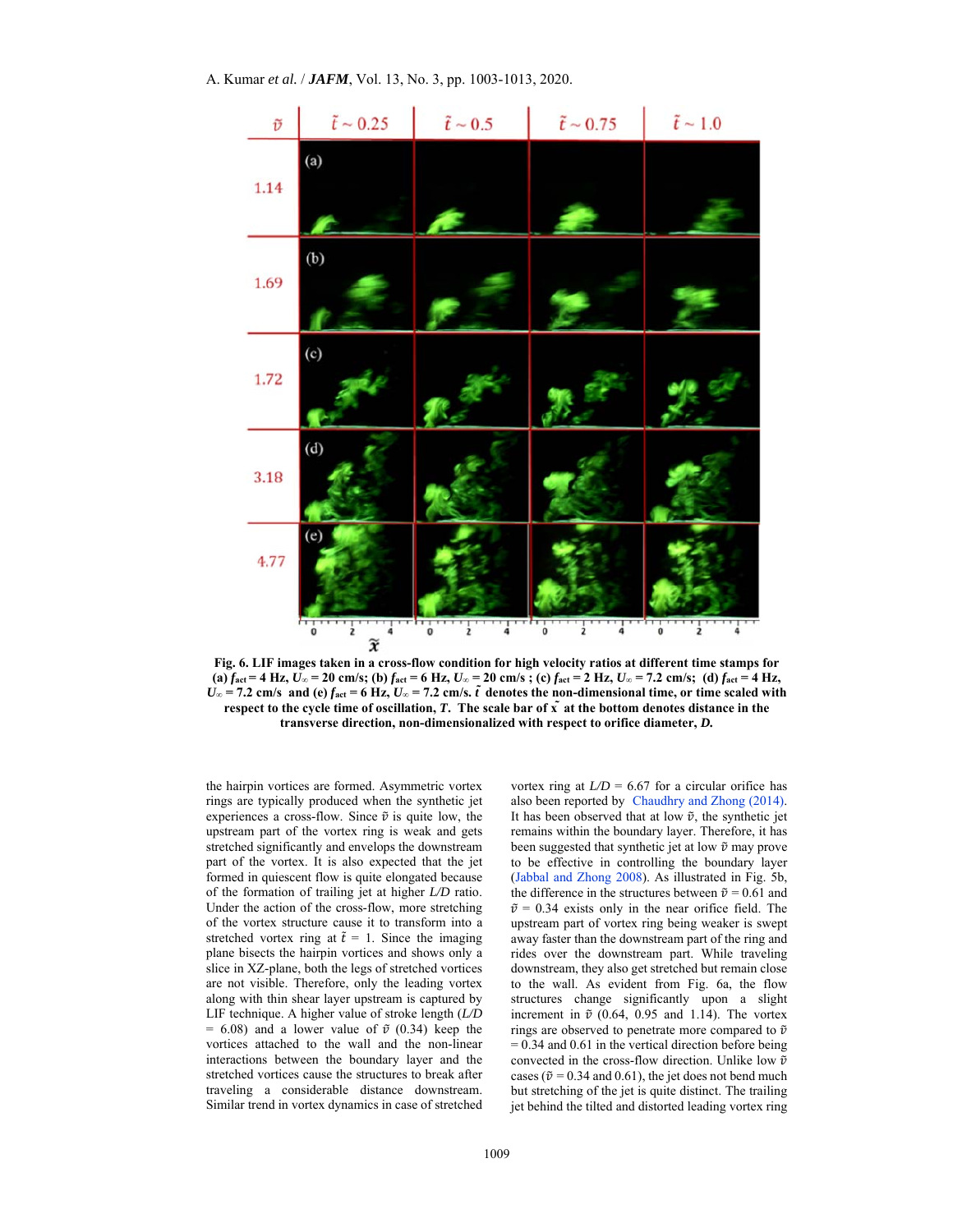**Fig. 6. LIF images taken in a cross-flow condition for high velocity ratios at different time stamps for (a) $f_{act}$ = 4 Hz, $U_\infty$ = 20 cm/s; (b) $f_{act}$ = 6 Hz, $U_\infty$ = 20 cm/s ; (c) $f_{act}$ = 2 Hz, $U_\infty$ = 7.2 cm/s; (d) $f_{act}$ = 4 Hz, $U_\infty$ = 7.2 cm/s and (e) $f_{act}$ = 6 Hz, $U_\infty$ = 7.2 cm/s. $\tilde{t}$ denotes the non-dimensional time, or time scaled with respect to the cycle time of oscillation, *T*. The scale bar of $\tilde{x}$ at the bottom denotes distance in the transverse direction, non-dimensionalized with respect to orifice diameter, *D*.**

the hairpin vortices are formed. Asymmetric vortex rings are typically produced when the synthetic jet experiences a cross-flow. Since $\tilde{v}$ is quite low, the upstream part of the vortex ring is weak and gets stretched significantly and envelops the downstream part of the vortex. It is also expected that the jet formed in quiescent flow is quite elongated because of the formation of trailing jet at higher *L/D* ratio. Under the action of the cross-flow, more stretching of the vortex structure cause it to transform into a stretched vortex ring at $\tilde{t}$ = 1. Since the imaging plane bisects the hairpin vortices and shows only a slice in XZ-plane, both the legs of stretched vortices are not visible. Therefore, only the leading vortex along with thin shear layer upstream is captured by LIF technique. A higher value of stroke length (*L/D* = 6.08) and a lower value of $\tilde{v}$ (0.34) keep the vortices attached to the wall and the non-linear interactions between the boundary layer and the stretched vortices cause the structures to break after traveling a considerable distance downstream. Similar trend in vortex dynamics in case of stretched vortex ring at *L/D* = 6.67 for a circular orifice has also been reported by Chaudhry and Zhong (2014). It has been observed that at low $\tilde{v}$, the synthetic jet remains within the boundary layer. Therefore, it has been suggested that synthetic jet at low $\tilde{v}$ may prove to be effective in controlling the boundary layer (Jabbal and Zhong 2008). As illustrated in Fig. 5b, the difference in the structures between $\tilde{v}$ = 0.61 and $\tilde{v}$ = 0.34 exists only in the near orifice field. The upstream part of vortex ring being weaker is swept away faster than the downstream part of the ring and rides over the downstream part. While traveling downstream, they also get stretched but remain close to the wall. As evident from Fig. 6a, the flow structures change significantly upon a slight increment in $\tilde{v}$ (0.64, 0.95 and 1.14). The vortex rings are observed to penetrate more compared to $\tilde{v}$ = 0.34 and 0.61 in the vertical direction before being convected in the cross-flow direction. Unlike low $\tilde{v}$ cases ($\tilde{v}$ = 0.34 and 0.61), the jet does not bend much but stretching of the jet is quite distinct. The trailing jet behind the tilted and distorted leading vortex ring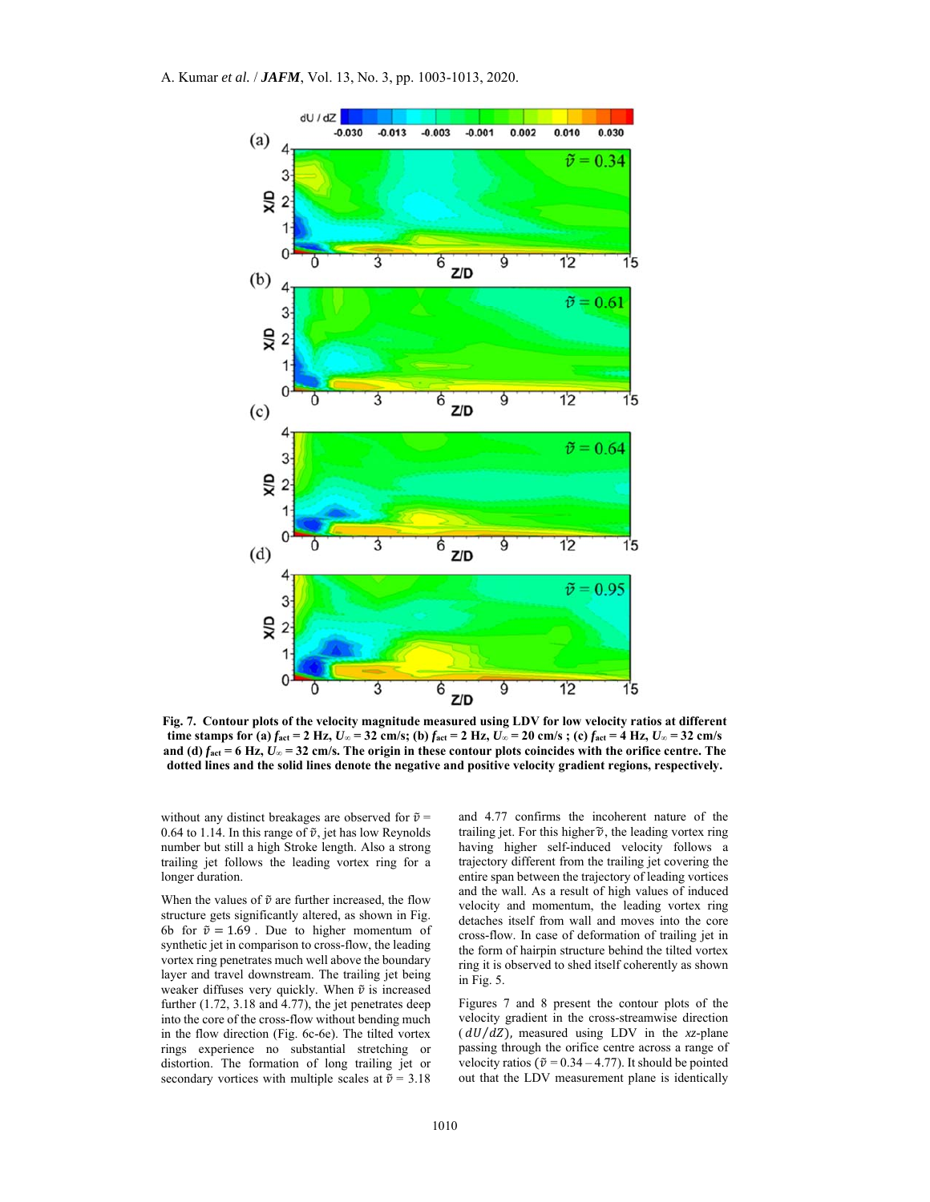**Fig. 7. Contour plots of the velocity magnitude measured using LDV for low velocity ratios at different time stamps for (a) $f_{act}$ = 2 Hz, $U_\infty$ = 32 cm/s; (b) $f_{act}$ = 2 Hz, $U_\infty$ = 20 cm/s ; (c) $f_{act}$ = 4 Hz, $U_\infty$ = 32 cm/s and (d) $f_{act}$ = 6 Hz, $U_\infty$ = 32 cm/s. The origin in these contour plots coincides with the orifice centre. The dotted lines and the solid lines denote the negative and positive velocity gradient regions, respectively.**

without any distinct breakages are observed for $\tilde{v}$ = 0.64 to 1.14. In this range of $\tilde{v}$, jet has low Reynolds number but still a high Stroke length. Also a strong trailing jet follows the leading vortex ring for a longer duration.

When the values of $\tilde{v}$ are further increased, the flow structure gets significantly altered, as shown in Fig. 6b for $\tilde{v} = 1.69$ . Due to higher momentum of synthetic jet in comparison to cross-flow, the leading vortex ring penetrates much well above the boundary layer and travel downstream. The trailing jet being weaker diffuses very quickly. When $\tilde{v}$ is increased further (1.72, 3.18 and 4.77), the jet penetrates deep into the core of the cross-flow without bending much in the flow direction (Fig. 6c-6e). The tilted vortex rings experience no substantial stretching or distortion. The formation of long trailing jet or secondary vortices with multiple scales at $\tilde{v}$ = 3.18 and 4.77 confirms the incoherent nature of the trailing jet. For this higher $\tilde{v}$, the leading vortex ring having higher self-induced velocity follows a trajectory different from the trailing jet covering the entire span between the trajectory of leading vortices and the wall. As a result of high values of induced velocity and momentum, the leading vortex ring detaches itself from wall and moves into the cross-flow. In case of deformation of trailing jet in the form of hairpin structure behind the tilted vortex ring it is observed to shed itself coherently as shown in Fig. 5.

Figures 7 and 8 present the contour plots of the velocity gradient in the cross-streamwise direction ($dU/dZ$), measured using LDV in the *xz*-plane passing through the orifice centre across a range of velocity ratios ($\tilde{v}$ = 0.34 – 4.77). It should be pointed out that the LDV measurement plane is identically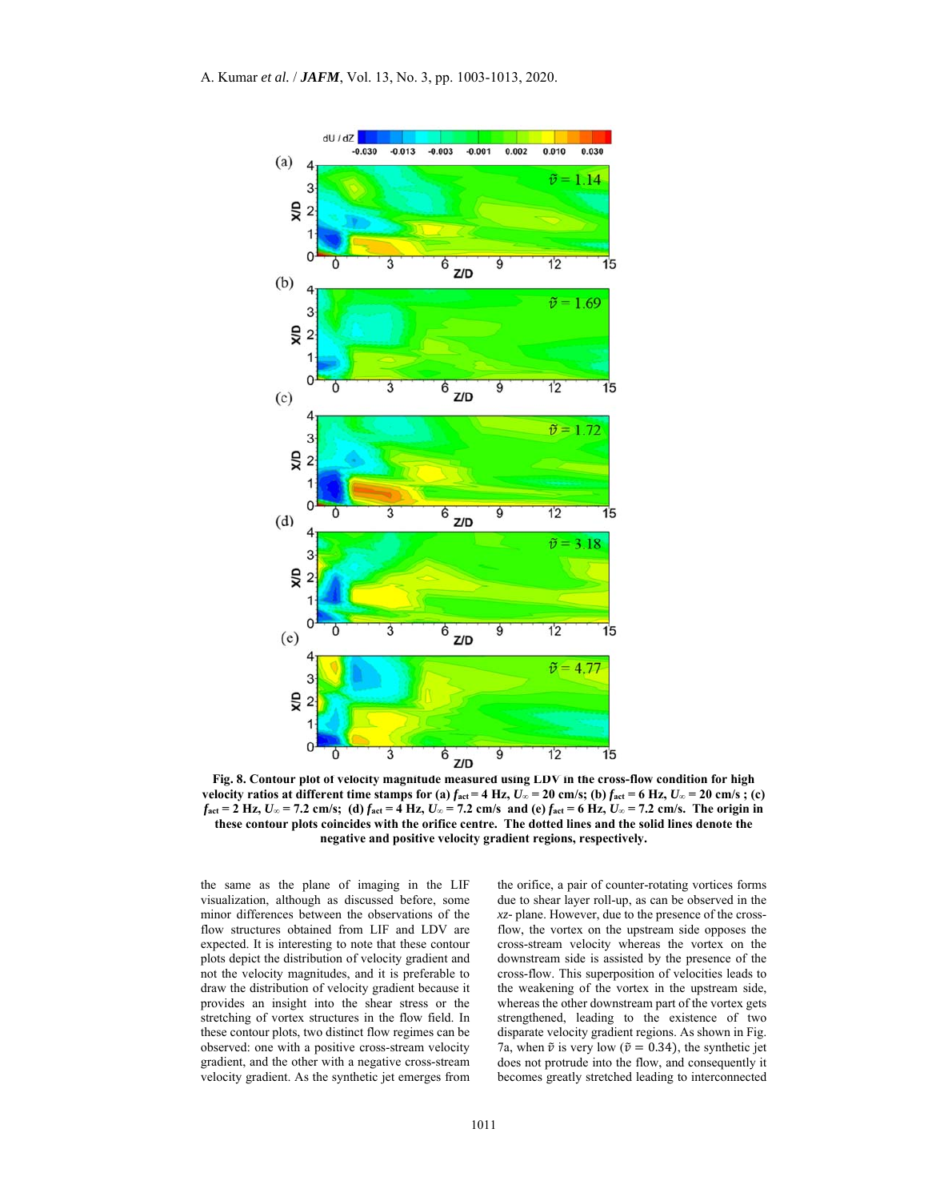**Fig. 8. Contour plot of velocity magnitude measured using LDV in the cross-flow condition for high velocity ratios at different time stamps for (a) $f_{act}$ = 4 Hz, $U_\infty$ = 20 cm/s; (b) $f_{act}$ = 6 Hz, $U_\infty$ = 20 cm/s ; (c) $f_{act}$ = 2 Hz, $U_\infty$ = 7.2 cm/s; (d) $f_{act}$ = 4 Hz, $U_\infty$ = 7.2 cm/s and (e) $f_{act}$ = 6 Hz, $U_\infty$ = 7.2 cm/s. The origin in these contour plots coincides with the orifice centre. The dotted lines and the solid lines denote the negative and positive velocity gradient regions, respectively.**

the same as the plane of imaging in the LIF visualization, although as discussed before, some minor differences between the observations of the flow structures obtained from LIF and LDV are expected. It is interesting to note that these contour plots depict the distribution of velocity gradient and not the velocity magnitudes, and it is preferable to draw the distribution of velocity gradient because it provides an insight into the shear stress or the stretching of vortex structures in the flow field. In these contour plots, two distinct flow regimes can be observed: one with a positive cross-stream velocity gradient, and the other with a negative cross-stream velocity gradient. As the synthetic jet emerges from the orifice, a pair of counter-rotating vortices forms due to shear layer roll-up, as can be observed in the *xz*- plane. However, due to the presence of the cross-flow, the vortex on the upstream side opposes the cross-stream velocity whereas the vortex on the downstream side is assisted by the presence of the cross-flow. This superposition of velocities leads to the weakening of the vortex in the upstream side, whereas the other downstream part of the vortex gets strengthened, leading to the existence of two disparate velocity gradient regions. As shown in Fig. 7a, when $\tilde{v}$ is very low ($\tilde{v} = 0.34$), the synthetic jet does not protrude into the flow, and consequently it becomes greatly stretched leading to interconnected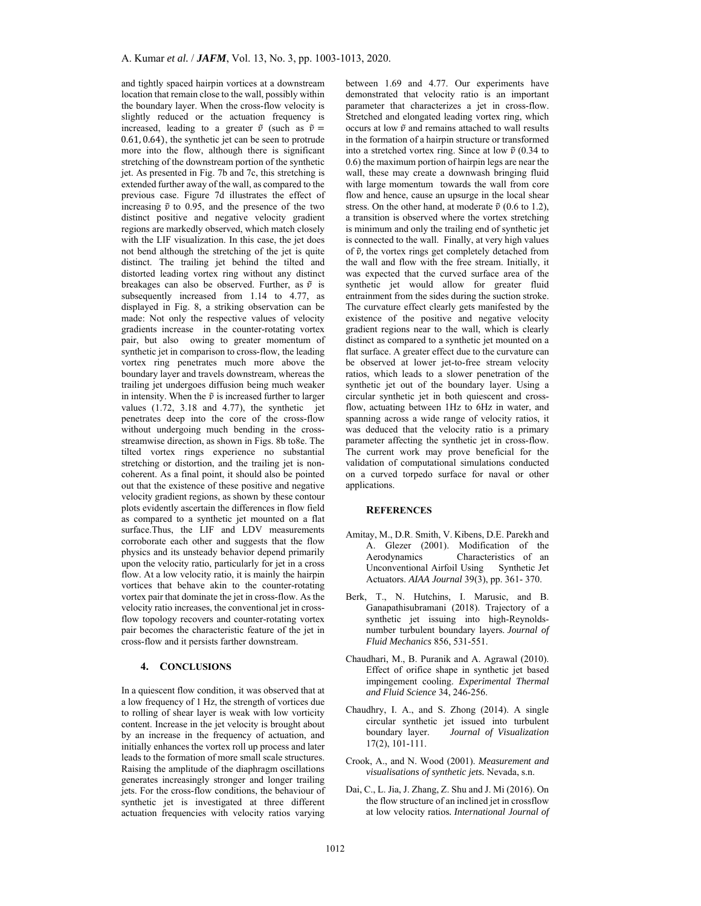and tightly spaced hairpin vortices at a downstream location that remain close to the wall, possibly within the boundary layer. When the cross-flow velocity is slightly reduced or the actuation frequency is increased, leading to a greater $\tilde{v}$ (such as $\tilde{v} = 0.61, 0.64$), the synthetic jet can be seen to protrude more into the flow, although there is significant stretching of the downstream portion of the synthetic jet. As presented in Fig. 7b and 7c, this stretching is extended further away of the wall, as compared to the previous case. Figure 7d illustrates the effect of increasing $\tilde{v}$ to 0.95, and the presence of the two distinct positive and negative velocity gradient regions are markedly observed, which match closely with the LIF visualization. In this case, the jet does not bend although the stretching of the jet is quite distinct. The trailing jet behind the tilted and distorted leading vortex ring without any distinct breakages can also be observed. Further, as $\tilde{v}$ is subsequently increased from 1.14 to 4.77, as displayed in Fig. 8, a striking observation can be made: Not only the respective values of velocity gradients increase in the counter-rotating vortex pair, but also owing to greater momentum of synthetic jet in comparison to cross-flow, the leading vortex ring penetrates much more above the boundary layer and travels downstream, whereas the trailing jet undergoes diffusion being much weaker in intensity. When the $\tilde{v}$ is increased further to larger values (1.72, 3.18 and 4.77), the synthetic jet penetrates deep into the core of the cross-flow without undergoing much bending in the cross-streamwise direction, as shown in Figs. 8b to8e. The tilted vortex rings experience no substantial stretching or distortion, and the trailing jet is non-coherent. As a final point, it should also be pointed out that the existence of these positive and negative velocity gradient regions, as shown by these contour plots evidently ascertain the differences in flow field as compared to a synthetic jet mounted on a flat surface.Thus, the LIF and LDV measurements corroborate each other and suggests that the flow physics and its unsteady behavior depend primarily upon the velocity ratio, particularly for jet in a cross flow. At a low velocity ratio, it is mainly the hairpin vortices that behave akin to the counter-rotating vortex pair that dominate the jet in cross-flow. As the velocity ratio increases, the conventional jet in cross-flow topology recovers and counter-rotating vortex pair becomes the characteristic feature of the jet in cross-flow and it persists farther downstream.

## 4. CONCLUSIONS

In a quiescent flow condition, it was observed that at a low frequency of 1 Hz, the strength of vortices due to rolling of shear layer is weak with low vorticity content. Increase in the jet velocity is brought about by an increase in the frequency of actuation, and initially enhances the vortex roll up process and later leads to the formation of more small scale structures. Raising the amplitude of the diaphragm oscillations generates increasingly stronger and longer trailing jets. For the cross-flow conditions, the behaviour of synthetic jet is investigated at three different actuation frequencies with velocity ratios varying between 1.69 and 4.77. Our experiments have demonstrated that velocity ratio is an important parameter that characterizes a jet in cross-flow. Stretched and elongated leading vortex ring, which occurs at low $\tilde{v}$ and remains attached to wall results in the formation of a hairpin structure or transformed into a stretched vortex ring. Since at low $\tilde{v}$ (0.34 to 0.6) the maximum portion of hairpin legs are near the wall, these may create a downwash bringing fluid with large momentum towards the wall from core flow and hence, cause an upsurge in the local shear stress. On the other hand, at moderate $\tilde{v}$ (0.6 to 1.2), a transition is observed where the vortex stretching is minimum and only the trailing end of synthetic jet is connected to the wall. Finally, at very high values of $\tilde{v}$, the vortex rings get completely detached from the wall and flow with the free stream. Initially, it was expected that the curved surface area of the synthetic jet would allow for greater fluid entrainment from the sides during the suction stroke. The curvature effect clearly gets manifested by the existence of the positive and negative velocity gradient regions near to the wall, which is clearly distinct as compared to a synthetic jet mounted on a flat surface. A greater effect due to the curvature can be observed at lower jet-to-free stream velocity ratios, which leads to a slower penetration of the synthetic jet out of the boundary layer. Using a circular synthetic jet in both quiescent and cross-flow, actuating between 1Hz to 6Hz in water, and spanning across a wide range of velocity ratios, it was deduced that the velocity ratio is a primary parameter affecting the synthetic jet in cross-flow. The current work may prove beneficial for the validation of computational simulations conducted on a curved torpedo surface for naval or other applications.

## REFERENCES

Amitay, M., D.R. Smith, V. Kibens, D.E. Parekh and A. Glezer (2001). Modification of the Aerodynamics Characteristics of an Unconventional Airfoil Using Synthetic Jet Actuators. *AIAA Journal* 39(3), pp. 361- 370.

Berk, T., N. Hutchins, I. Marusic, and B. Ganapathisubramani (2018). Trajectory of a synthetic jet issuing into high-Reynolds-number turbulent boundary layers. *Journal of Fluid Mechanics* 856, 531-551.

Chaudhari, M., B. Puranik and A. Agrawal (2010). Effect of orifice shape in synthetic jet based impingement cooling. *Experimental Thermal and Fluid Science* 34, 246-256.

Chaudhry, I. A., and S. Zhong (2014). A single circular synthetic jet issued into turbulent boundary layer. *Journal of Visualization* 17(2), 101-111.

Crook, A., and N. Wood (2001). *Measurement and visualisations of synthetic jets.* Nevada, s.n.

Dai, C., L. Jia, J. Zhang, Z. Shu and J. Mi (2016). On the flow structure of an inclined jet in crossflow at low velocity ratios. *International Journal of*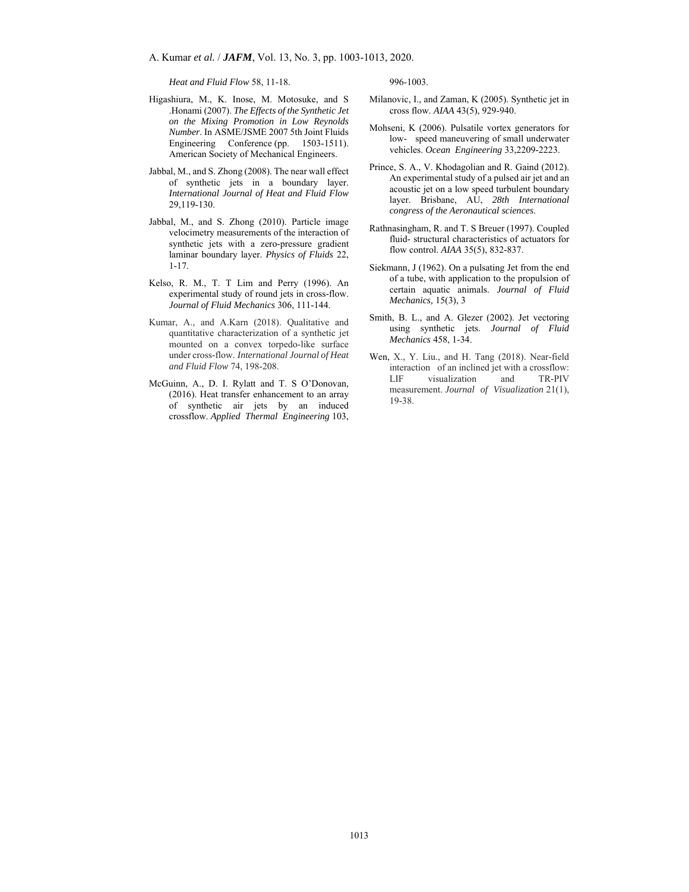*Heat and Fluid Flow* 58, 11-18.

Higashiura, M., K. Inose, M. Motosuke, and S .Honami (2007). *The Effects of the Synthetic Jet on the Mixing Promotion in Low Reynolds Number*. In ASME/JSME 2007 5th Joint Fluids Engineering Conference (pp. 1503-1511). American Society of Mechanical Engineers.

Jabbal, M., and S. Zhong (2008). The near wall effect of synthetic jets in a boundary layer. *International Journal of Heat and Fluid Flow* 29,119-130.

Jabbal, M., and S. Zhong (2010). Particle image velocimetry measurements of the interaction of synthetic jets with a zero-pressure gradient laminar boundary layer. *Physics of Fluids* 22, 1-17.

Kelso, R. M., T. T Lim and Perry (1996). An experimental study of round jets in cross-flow. *Journal of Fluid Mechanics* 306, 111-144.

Kumar, A., and A.Karn (2018). Qualitative and quantitative characterization of a synthetic jet mounted on a convex torpedo-like surface under cross-flow. *International Journal of Heat and Fluid Flow* 74, 198-208.

McGuinn, A., D. I. Rylatt and T. S O'Donovan, (2016). Heat transfer enhancement to an array of synthetic air jets by an induced crossflow. *Applied Thermal Engineering* 103, 996-1003.

Milanovic, I., and Zaman, K (2005). Synthetic jet in cross flow. *AIAA* 43(5), 929-940.

Mohseni, K (2006). Pulsatile vortex generators for low- speed maneuvering of small underwater vehicles. *Ocean Engineering* 33,2209-2223.

Prince, S. A., V. Khodagolian and R. Gaind (2012). An experimental study of a pulsed air jet and an acoustic jet on a low speed turbulent boundary layer. Brisbane, AU, *28th International congress of the Aeronautical sciences*.

Rathnasingham, R. and T. S Breuer (1997). Coupled fluid- structural characteristics of actuators for flow control. *AIAA* 35(5), 832-837.

Siekmann, J (1962). On a pulsating Jet from the end of a tube, with application to the propulsion of certain aquatic animals. *Journal of Fluid Mechanics,* 15(3), 3

Smith, B. L., and A. Glezer (2002). Jet vectoring using synthetic jets. *Journal of Fluid Mechanics* 458, 1-34.

Wen, X., Y. Liu., and H. Tang (2018). Near-field interaction of an inclined jet with a crossflow: LIF visualization and TR-PIV measurement. *Journal of Visualization* 21(1), 19-38.